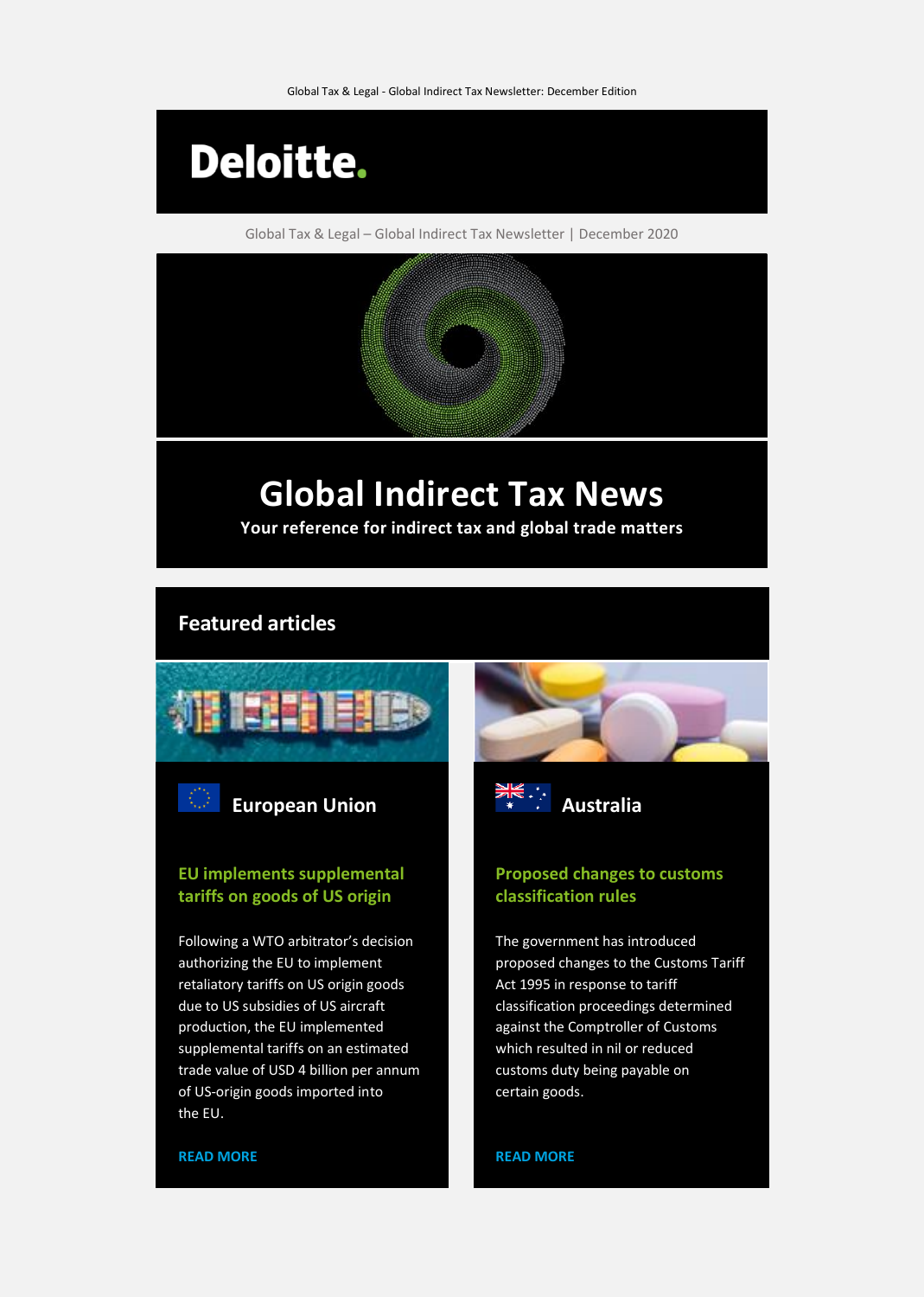Global Tax & Legal - Global Indirect Tax Newsletter: December Edition

Deloitte.

Global Tax & Legal – Global Indirect Tax Newsletter | December 2020

# Global Indirect Tax News

**Your reference for indirect tax and global trade matters**

## Featured articles

### European Union

#### EU implements supplemental tariffs on goods of US origin

Following a WTO arbitrator's decision authorizing the EU to implement retaliatory tariffs on US origin goods due to US subsidies of US aircraft production, the EU implemented supplemental tariffs on an estimated trade value of USD 4 billion per annum of US-origin goods imported into the EU.

READ MORE

### Australia

#### Proposed changes to customs classification rules

The government has introduced proposed changes to the Customs Tariff Act 1995 in response to tariff classification proceedings determined against the Comptroller of Customs which resulted in nil or reduced customs duty being payable on certain goods.

READ MORE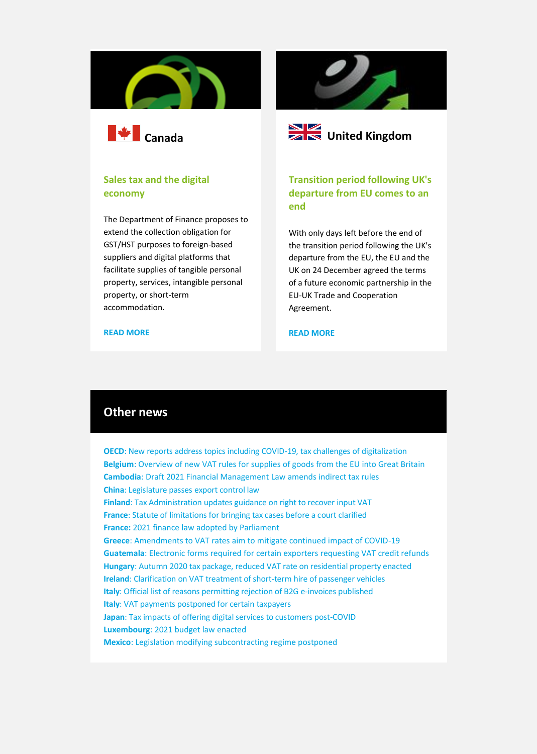## Canada

### Sales tax and the digital economy

The Department of Finance proposes to extend the collection obligation for GST/HST purposes to foreign-based suppliers and digital platforms that facilitate supplies of tangible personal property, services, intangible personal property, or short-term accommodation.

**READ MORE**

## United Kingdom

### Transition period following UK's departure from EU comes to an end

With only days left before the end of the transition period following the UK's departure from the EU, the EU and the UK on 24 December agreed the terms of a future economic partnership in the EU-UK Trade and Cooperation Agreement.

**READ MORE**

## Other news

**OECD**: New reports address topics including COVID-19, tax challenges of digitalization
**Belgium**: Overview of new VAT rules for supplies of goods from the EU into Great Britain
**Cambodia**: Draft 2021 Financial Management Law amends indirect tax rules
**China**: Legislature passes export control law
**Finland**: Tax Administration updates guidance on right to recover input VAT
**France**: Statute of limitations for bringing tax cases before a court clarified
**France:** 2021 finance law adopted by Parliament
**Greece**: Amendments to VAT rates aim to mitigate continued impact of COVID-19
**Guatemala**: Electronic forms required for certain exporters requesting VAT credit refunds
**Hungary**: Autumn 2020 tax package, reduced VAT rate on residential property enacted
**Ireland**: Clarification on VAT treatment of short-term hire of passenger vehicles
**Italy**: Official list of reasons permitting rejection of B2G e-invoices published
**Italy**: VAT payments postponed for certain taxpayers
**Japan**: Tax impacts of offering digital services to customers post-COVID
**Luxembourg**: 2021 budget law enacted
**Mexico**: Legislation modifying subcontracting regime postponed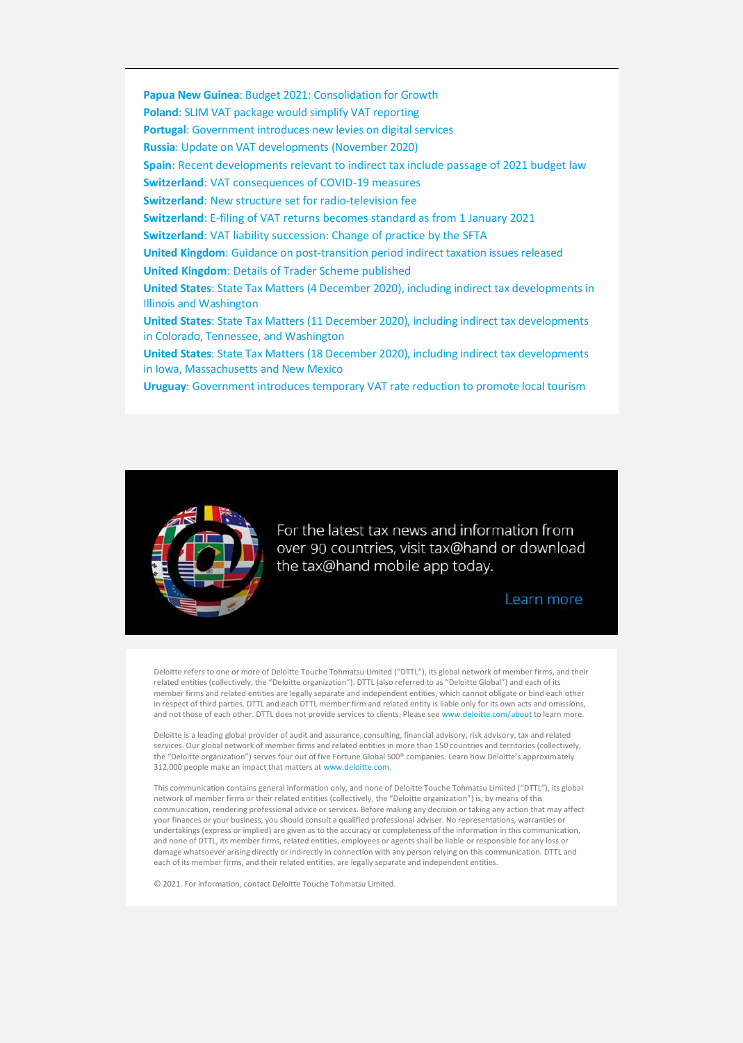**Papua New Guinea**: Budget 2021: Consolidation for Growth
**Poland**: SLIM VAT package would simplify VAT reporting
**Portugal**: Government introduces new levies on digital services
**Russia**: Update on VAT developments (November 2020)
**Spain**: Recent developments relevant to indirect tax include passage of 2021 budget law
**Switzerland**: VAT consequences of COVID-19 measures
**Switzerland**: New structure set for radio-television fee
**Switzerland**: E-filing of VAT returns becomes standard as from 1 January 2021
**Switzerland**: VAT liability succession: Change of practice by the SFTA
**United Kingdom**: Guidance on post-transition period indirect taxation issues released
**United Kingdom**: Details of Trader Scheme published
**United States**: State Tax Matters (4 December 2020), including indirect tax developments in Illinois and Washington
**United States**: State Tax Matters (11 December 2020), including indirect tax developments in Colorado, Tennessee, and Washington
**United States**: State Tax Matters (18 December 2020), including indirect tax developments in Iowa, Massachusetts and New Mexico
**Uruguay**: Government introduces temporary VAT rate reduction to promote local tourism

For the latest tax news and information from over 90 countries, visit tax@hand or download the tax@hand mobile app today.

Learn more

Deloitte refers to one or more of Deloitte Touche Tohmatsu Limited ("DTTL"), its global network of member firms, and their related entities (collectively, the "Deloitte organization"). DTTL (also referred to as "Deloitte Global") and each of its member firms and related entities are legally separate and independent entities, which cannot obligate or bind each other in respect of third parties. DTTL and each DTTL member firm and related entity is liable only for its own acts and omissions, and not those of each other. DTTL does not provide services to clients. Please see www.deloitte.com/about to learn more.

Deloitte is a leading global provider of audit and assurance, consulting, financial advisory, risk advisory, tax and related services. Our global network of member firms and related entities in more than 150 countries and territories (collectively, the "Deloitte organization") serves four out of five Fortune Global 500® companies. Learn how Deloitte's approximately 312,000 people make an impact that matters at www.deloitte.com.

This communication contains general information only, and none of Deloitte Touche Tohmatsu Limited ("DTTL"), its global network of member firms or their related entities (collectively, the "Deloitte organization") is, by means of this communication, rendering professional advice or services. Before making any decision or taking any action that may affect your finances or your business, you should consult a qualified professional adviser. No representations, warranties or undertakings (express or implied) are given as to the accuracy or completeness of the information in this communication, and none of DTTL, its member firms, related entities, employees or agents shall be liable or responsible for any loss or damage whatsoever arising directly or indirectly in connection with any person relying on this communication. DTTL and each of its member firms, and their related entities, are legally separate and independent entities.

© 2021. For information, contact Deloitte Touche Tohmatsu Limited.